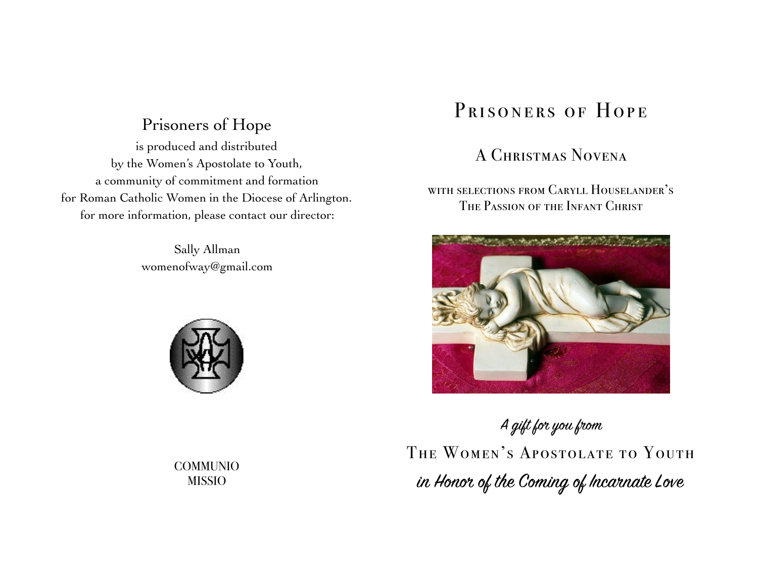Prisoners of Hope

is produced and distributed
by the Women's Apostolate to Youth,
a community of commitment and formation
for Roman Catholic Women in the Diocese of Arlington.
for more information, please contact our director:

Sally Allman
womenofway@gmail.com

COMMUNIO
MISSIO

# Prisoners of Hope

## A Christmas Novena

with selections from Caryll Houselander's
The Passion of the Infant Christ

*A gift for you from*

The Women's Apostolate to Youth

*in Honor of the Coming of Incarnate Love*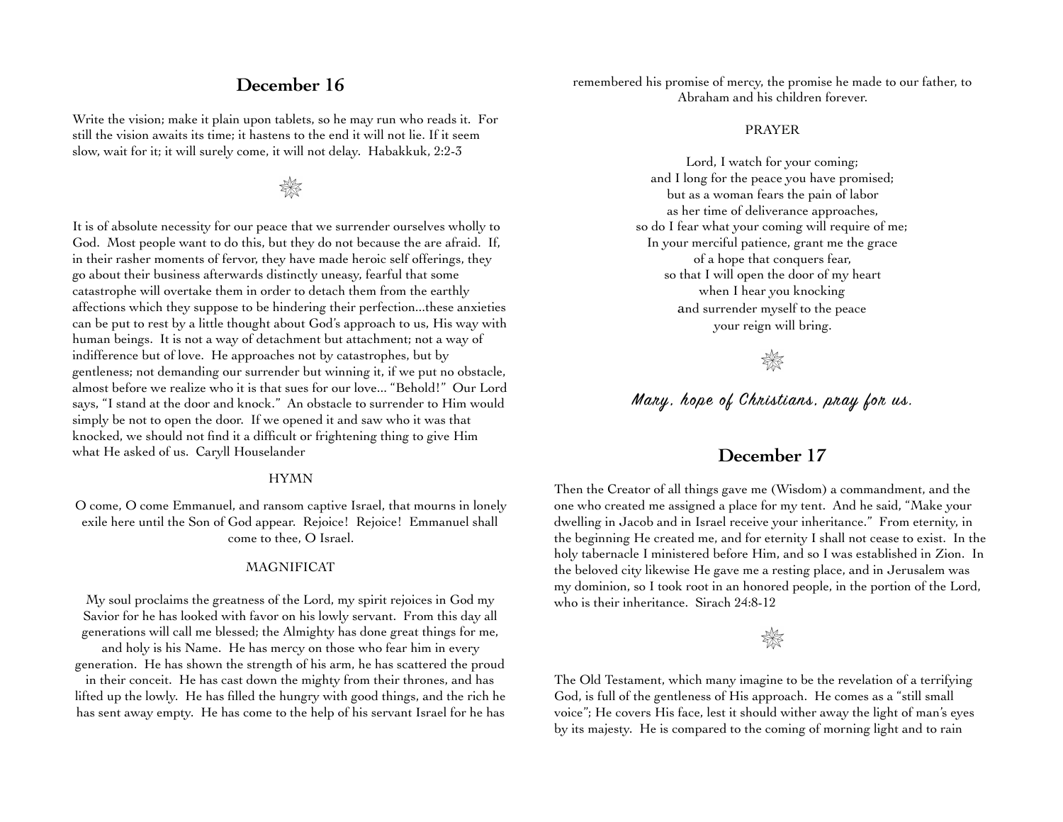## December 16

Write the vision; make it plain upon tablets, so he may run who reads it. For still the vision awaits its time; it hastens to the end it will not lie. If it seem slow, wait for it; it will surely come, it will not delay. Habakkuk, 2:2-3

It is of absolute necessity for our peace that we surrender ourselves wholly to God. Most people want to do this, but they do not because the are afraid. If, in their rasher moments of fervor, they have made heroic self offerings, they go about their business afterwards distinctly uneasy, fearful that some catastrophe will overtake them in order to detach them from the earthly affections which they suppose to be hindering their perfection...these anxieties can be put to rest by a little thought about God's approach to us, His way with human beings. It is not a way of detachment but attachment; not a way of indifference but of love. He approaches not by catastrophes, but by gentleness; not demanding our surrender but winning it, if we put no obstacle, almost before we realize who it is that sues for our love... "Behold!" Our Lord says, "I stand at the door and knock." An obstacle to surrender to Him would simply be not to open the door. If we opened it and saw who it was that knocked, we should not find it a difficult or frightening thing to give Him what He asked of us. Caryll Houselander

HYMN

O come, O come Emmanuel, and ransom captive Israel, that mourns in lonely exile here until the Son of God appear. Rejoice! Rejoice! Emmanuel shall come to thee, O Israel.

MAGNIFICAT

My soul proclaims the greatness of the Lord, my spirit rejoices in God my Savior for he has looked with favor on his lowly servant. From this day all generations will call me blessed; the Almighty has done great things for me, and holy is his Name. He has mercy on those who fear him in every generation. He has shown the strength of his arm, he has scattered the proud in their conceit. He has cast down the mighty from their thrones, and has lifted up the lowly. He has filled the hungry with good things, and the rich he has sent away empty. He has come to the help of his servant Israel for he has remembered his promise of mercy, the promise he made to our father, to Abraham and his children forever.

PRAYER

Lord, I watch for your coming;
and I long for the peace you have promised;
but as a woman fears the pain of labor
as her time of deliverance approaches,
so do I fear what your coming will require of me;
In your merciful patience, grant me the grace
of a hope that conquers fear,
so that I will open the door of my heart
when I hear you knocking
and surrender myself to the peace
your reign will bring.

*Mary, hope of Christians, pray for us.*

## December 17

Then the Creator of all things gave me (Wisdom) a commandment, and the one who created me assigned a place for my tent. And he said, "Make your dwelling in Jacob and in Israel receive your inheritance." From eternity, in the beginning He created me, and for eternity I shall not cease to exist. In the holy tabernacle I ministered before Him, and so I was established in Zion. In the beloved city likewise He gave me a resting place, and in Jerusalem was my dominion, so I took root in an honored people, in the portion of the Lord, who is their inheritance. Sirach 24:8-12

The Old Testament, which many imagine to be the revelation of a terrifying God, is full of the gentleness of His approach. He comes as a "still small voice"; He covers His face, lest it should wither away the light of man's eyes by its majesty. He is compared to the coming of morning light and to rain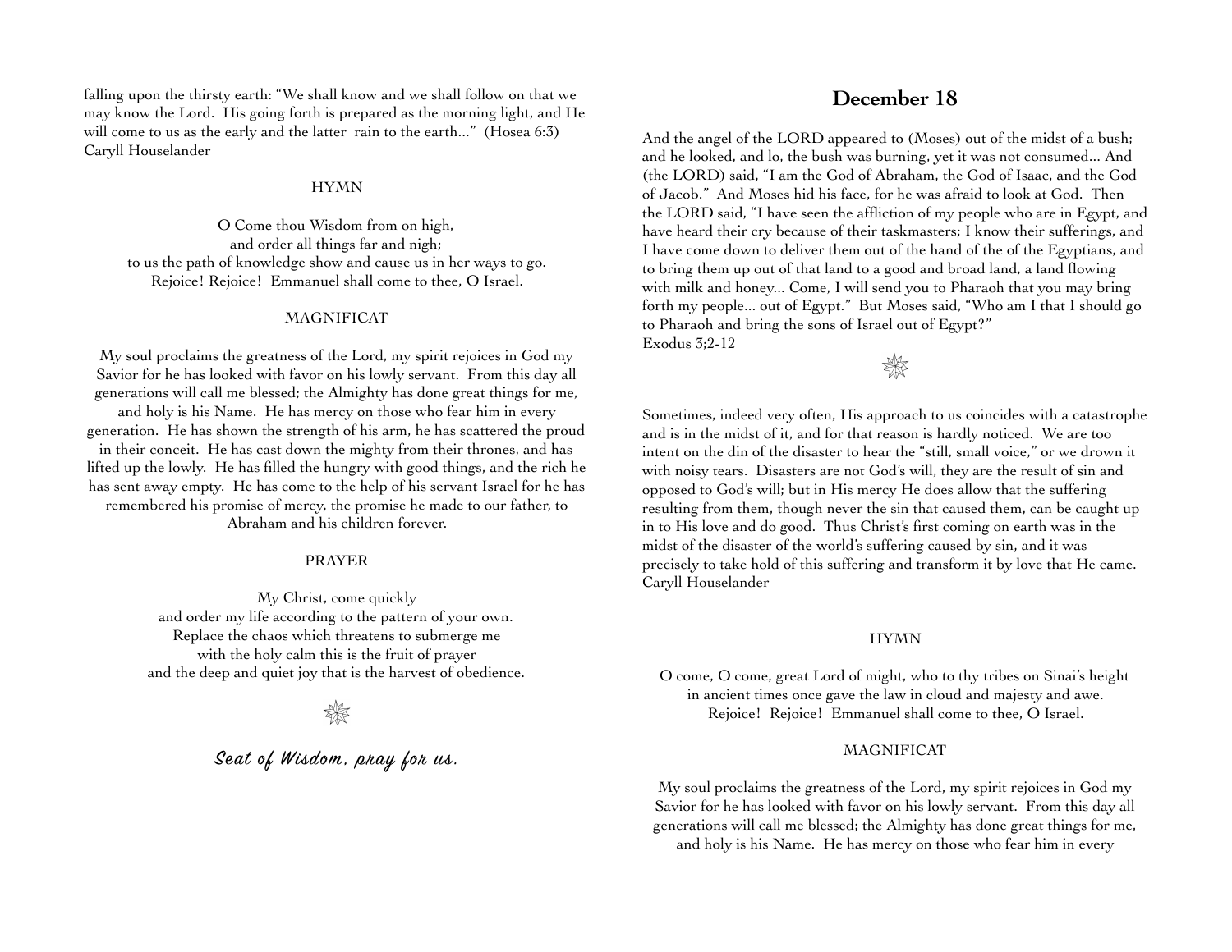falling upon the thirsty earth: "We shall know and we shall follow on that we may know the Lord. His going forth is prepared as the morning light, and He will come to us as the early and the latter rain to the earth..." (Hosea 6:3)
Caryll Houselander

HYMN

O Come thou Wisdom from on high,
and order all things far and nigh;
to us the path of knowledge show and cause us in her ways to go.
Rejoice! Rejoice! Emmanuel shall come to thee, O Israel.

MAGNIFICAT

My soul proclaims the greatness of the Lord, my spirit rejoices in God my Savior for he has looked with favor on his lowly servant. From this day all generations will call me blessed; the Almighty has done great things for me, and holy is his Name. He has mercy on those who fear him in every generation. He has shown the strength of his arm, he has scattered the proud in their conceit. He has cast down the mighty from their thrones, and has lifted up the lowly. He has filled the hungry with good things, and the rich he has sent away empty. He has come to the help of his servant Israel for he has remembered his promise of mercy, the promise he made to our father, to Abraham and his children forever.

PRAYER

My Christ, come quickly
and order my life according to the pattern of your own.
Replace the chaos which threatens to submerge me
with the holy calm this is the fruit of prayer
and the deep and quiet joy that is the harvest of obedience.

*Seat of Wisdom, pray for us.*

## December 18

And the angel of the LORD appeared to (Moses) out of the midst of a bush; and he looked, and lo, the bush was burning, yet it was not consumed... And (the LORD) said, "I am the God of Abraham, the God of Isaac, and the God of Jacob." And Moses hid his face, for he was afraid to look at God. Then the LORD said, "I have seen the affliction of my people who are in Egypt, and have heard their cry because of their taskmasters; I know their sufferings, and I have come down to deliver them out of the hand of the of the Egyptians, and to bring them up out of that land to a good and broad land, a land flowing with milk and honey... Come, I will send you to Pharaoh that you may bring forth my people... out of Egypt." But Moses said, "Who am I that I should go to Pharaoh and bring the sons of Israel out of Egypt?"
Exodus 3;2-12

Sometimes, indeed very often, His approach to us coincides with a catastrophe and is in the midst of it, and for that reason is hardly noticed. We are too intent on the din of the disaster to hear the "still, small voice," or we drown it with noisy tears. Disasters are not God's will, they are the result of sin and opposed to God's will; but in His mercy He does allow that the suffering resulting from them, though never the sin that caused them, can be caught up in to His love and do good. Thus Christ's first coming on earth was in the midst of the disaster of the world's suffering caused by sin, and it was precisely to take hold of this suffering and transform it by love that He came.
Caryll Houselander

HYMN

O come, O come, great Lord of might, who to thy tribes on Sinai's height
in ancient times once gave the law in cloud and majesty and awe.
Rejoice! Rejoice! Emmanuel shall come to thee, O Israel.

MAGNIFICAT

My soul proclaims the greatness of the Lord, my spirit rejoices in God my Savior for he has looked with favor on his lowly servant. From this day all generations will call me blessed; the Almighty has done great things for me, and holy is his Name. He has mercy on those who fear him in every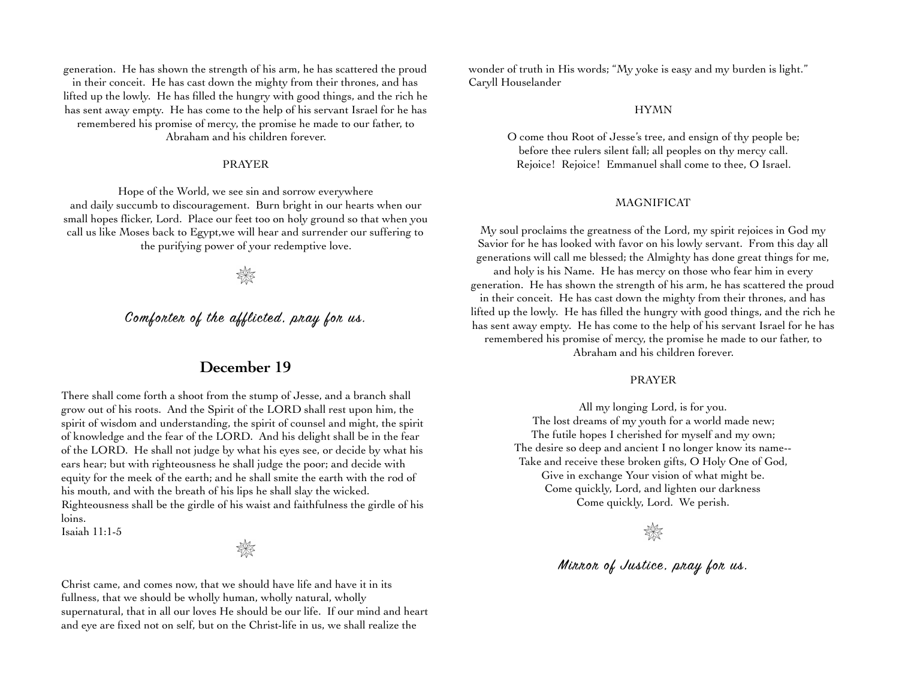generation. He has shown the strength of his arm, he has scattered the proud in their conceit. He has cast down the mighty from their thrones, and has lifted up the lowly. He has filled the hungry with good things, and the rich he has sent away empty. He has come to the help of his servant Israel for he has remembered his promise of mercy, the promise he made to our father, to Abraham and his children forever.

PRAYER

Hope of the World, we see sin and sorrow everywhere
and daily succumb to discouragement. Burn bright in our hearts when our small hopes flicker, Lord. Place our feet too on holy ground so that when you call us like Moses back to Egypt,we will hear and surrender our suffering to the purifying power of your redemptive love.

*Comforter of the afflicted, pray for us.*

## December 19

There shall come forth a shoot from the stump of Jesse, and a branch shall grow out of his roots. And the Spirit of the LORD shall rest upon him, the spirit of wisdom and understanding, the spirit of counsel and might, the spirit of knowledge and the fear of the LORD. And his delight shall be in the fear of the LORD. He shall not judge by what his eyes see, or decide by what his ears hear; but with righteousness he shall judge the poor; and decide with equity for the meek of the earth; and he shall smite the earth with the rod of his mouth, and with the breath of his lips he shall slay the wicked. Righteousness shall be the girdle of his waist and faithfulness the girdle of his loins.
Isaiah 11:1-5

Christ came, and comes now, that we should have life and have it in its fullness, that we should be wholly human, wholly natural, wholly supernatural, that in all our loves He should be our life. If our mind and heart and eye are fixed not on self, but on the Christ-life in us, we shall realize the wonder of truth in His words; "My yoke is easy and my burden is light."
Caryll Houselander

HYMN

O come thou Root of Jesse's tree, and ensign of thy people be;
before thee rulers silent fall; all peoples on thy mercy call.
Rejoice! Rejoice! Emmanuel shall come to thee, O Israel.

MAGNIFICAT

My soul proclaims the greatness of the Lord, my spirit rejoices in God my Savior for he has looked with favor on his lowly servant. From this day all generations will call me blessed; the Almighty has done great things for me, and holy is his Name. He has mercy on those who fear him in every generation. He has shown the strength of his arm, he has scattered the proud in their conceit. He has cast down the mighty from their thrones, and has lifted up the lowly. He has filled the hungry with good things, and the rich he has sent away empty. He has come to the help of his servant Israel for he has remembered his promise of mercy, the promise he made to our father, to Abraham and his children forever.

PRAYER

All my longing Lord, is for you.
The lost dreams of my youth for a world made new;
The futile hopes I cherished for myself and my own;
The desire so deep and ancient I no longer know its name--
Take and receive these broken gifts, O Holy One of God,
Give in exchange Your vision of what might be.
Come quickly, Lord, and lighten our darkness
Come quickly, Lord. We perish.

*Mirror of Justice, pray for us.*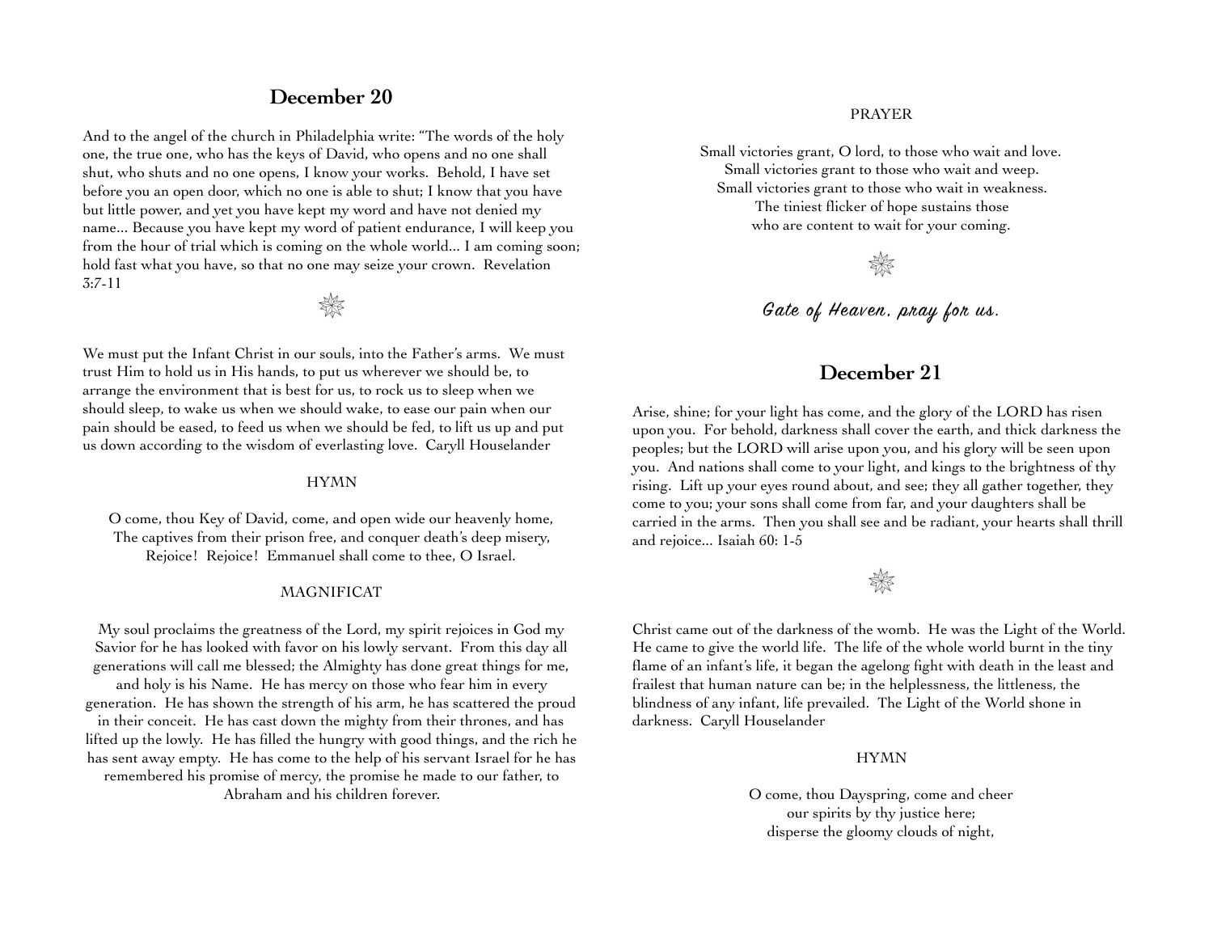## December 20

And to the angel of the church in Philadelphia write: "The words of the holy one, the true one, who has the keys of David, who opens and no one shall shut, who shuts and no one opens, I know your works. Behold, I have set before you an open door, which no one is able to shut; I know that you have but little power, and yet you have kept my word and have not denied my name... Because you have kept my word of patient endurance, I will keep you from the hour of trial which is coming on the whole world... I am coming soon; hold fast what you have, so that no one may seize your crown. Revelation 3:7-11

We must put the Infant Christ in our souls, into the Father's arms. We must trust Him to hold us in His hands, to put us wherever we should be, to arrange the environment that is best for us, to rock us to sleep when we should sleep, to wake us when we should wake, to ease our pain when our pain should be eased, to feed us when we should be fed, to lift us up and put us down according to the wisdom of everlasting love. Caryll Houselander

HYMN

O come, thou Key of David, come, and open wide our heavenly home,
The captives from their prison free, and conquer death's deep misery,
Rejoice! Rejoice! Emmanuel shall come to thee, O Israel.

MAGNIFICAT

My soul proclaims the greatness of the Lord, my spirit rejoices in God my Savior for he has looked with favor on his lowly servant. From this day all generations will call me blessed; the Almighty has done great things for me, and holy is his Name. He has mercy on those who fear him in every generation. He has shown the strength of his arm, he has scattered the proud in their conceit. He has cast down the mighty from their thrones, and has lifted up the lowly. He has filled the hungry with good things, and the rich he has sent away empty. He has come to the help of his servant Israel for he has remembered his promise of mercy, the promise he made to our father, to Abraham and his children forever.

PRAYER

Small victories grant, O lord, to those who wait and love.
Small victories grant to those who wait and weep.
Small victories grant to those who wait in weakness.
The tiniest flicker of hope sustains those
who are content to wait for your coming.

*Gate of Heaven, pray for us.*

## December 21

Arise, shine; for your light has come, and the glory of the LORD has risen upon you. For behold, darkness shall cover the earth, and thick darkness the peoples; but the LORD will arise upon you, and his glory will be seen upon you. And nations shall come to your light, and kings to the brightness of thy rising. Lift up your eyes round about, and see; they all gather together, they come to you; your sons shall come from far, and your daughters shall be carried in the arms. Then you shall see and be radiant, your hearts shall thrill and rejoice... Isaiah 60: 1-5

Christ came out of the darkness of the womb. He was the Light of the World. He came to give the world life. The life of the whole world burnt in the tiny flame of an infant's life, it began the agelong fight with death in the least and frailest that human nature can be; in the helplessness, the littleness, the blindness of any infant, life prevailed. The Light of the World shone in darkness. Caryll Houselander

HYMN

O come, thou Dayspring, come and cheer
our spirits by thy justice here;
disperse the gloomy clouds of night,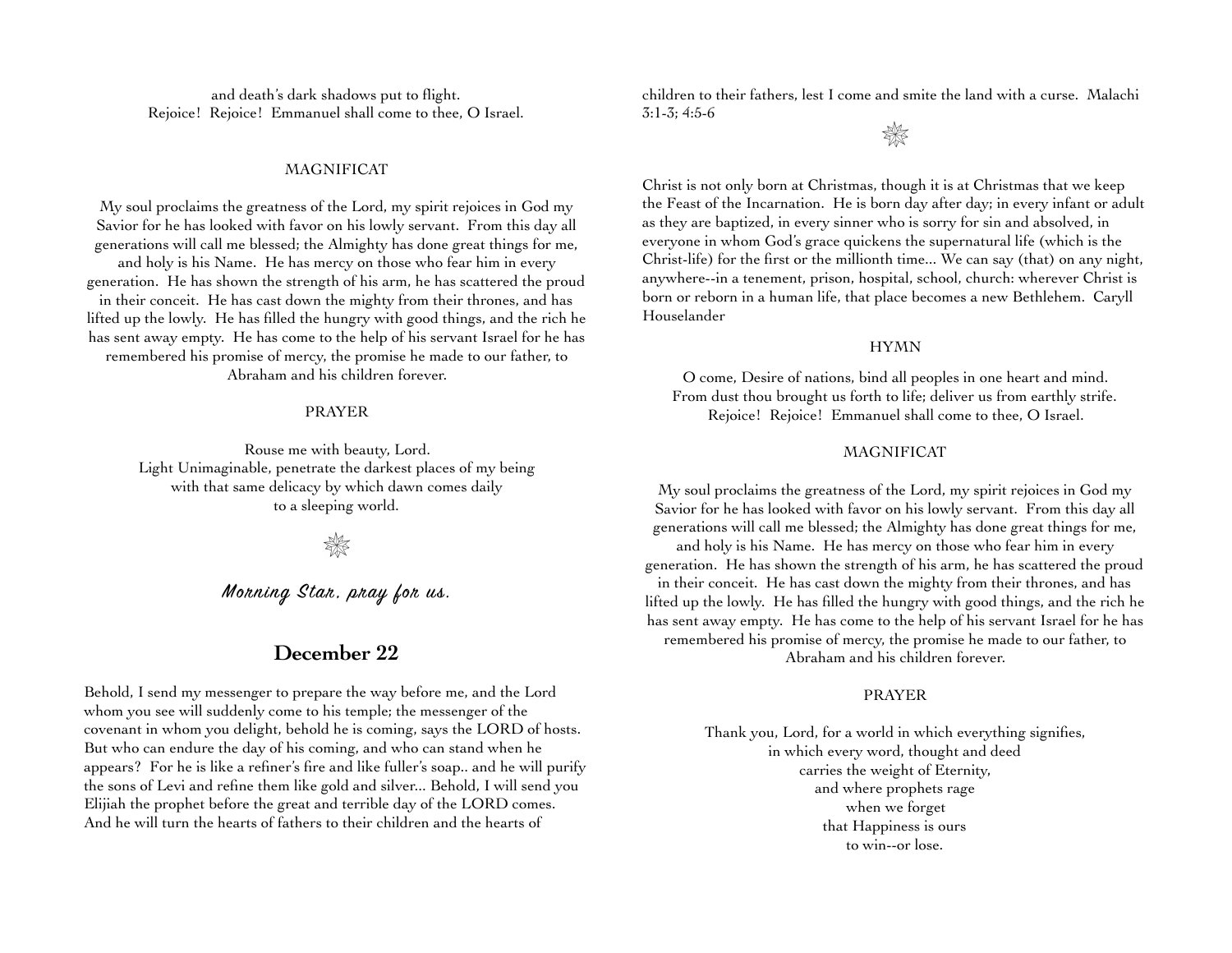and death's dark shadows put to flight.
Rejoice! Rejoice! Emmanuel shall come to thee, O Israel.

MAGNIFICAT

My soul proclaims the greatness of the Lord, my spirit rejoices in God my Savior for he has looked with favor on his lowly servant. From this day all generations will call me blessed; the Almighty has done great things for me, and holy is his Name. He has mercy on those who fear him in every generation. He has shown the strength of his arm, he has scattered the proud in their conceit. He has cast down the mighty from their thrones, and has lifted up the lowly. He has filled the hungry with good things, and the rich he has sent away empty. He has come to the help of his servant Israel for he has remembered his promise of mercy, the promise he made to our father, to Abraham and his children forever.

PRAYER

Rouse me with beauty, Lord.
Light Unimaginable, penetrate the darkest places of my being
with that same delicacy by which dawn comes daily
to a sleeping world.

*Morning Star, pray for us.*

## December 22

Behold, I send my messenger to prepare the way before me, and the Lord whom you see will suddenly come to his temple; the messenger of the covenant in whom you delight, behold he is coming, says the LORD of hosts. But who can endure the day of his coming, and who can stand when he appears? For he is like a refiner's fire and like fuller's soap.. and he will purify the sons of Levi and refine them like gold and silver... Behold, I will send you Elijiah the prophet before the great and terrible day of the LORD comes. And he will turn the hearts of fathers to their children and the hearts of children to their fathers, lest I come and smite the land with a curse. Malachi 3:1-3; 4:5-6

Christ is not only born at Christmas, though it is at Christmas that we keep the Feast of the Incarnation. He is born day after day; in every infant or adult as they are baptized, in every sinner who is sorry for sin and absolved, in everyone in whom God's grace quickens the supernatural life (which is the Christ-life) for the first or the millionth time... We can say (that) on any night, anywhere--in a tenement, prison, hospital, school, church: wherever Christ is born or reborn in a human life, that place becomes a new Bethlehem. Caryll Houselander

HYMN

O come, Desire of nations, bind all peoples in one heart and mind.
From dust thou brought us forth to life; deliver us from earthly strife.
Rejoice! Rejoice! Emmanuel shall come to thee, O Israel.

MAGNIFICAT

My soul proclaims the greatness of the Lord, my spirit rejoices in God my Savior for he has looked with favor on his lowly servant. From this day all generations will call me blessed; the Almighty has done great things for me, and holy is his Name. He has mercy on those who fear him in every generation. He has shown the strength of his arm, he has scattered the proud in their conceit. He has cast down the mighty from their thrones, and has lifted up the lowly. He has filled the hungry with good things, and the rich he has sent away empty. He has come to the help of his servant Israel for he has remembered his promise of mercy, the promise he made to our father, to Abraham and his children forever.

PRAYER

Thank you, Lord, for a world in which everything signifies,
in which every word, thought and deed
carries the weight of Eternity,
and where prophets rage
when we forget
that Happiness is ours
to win--or lose.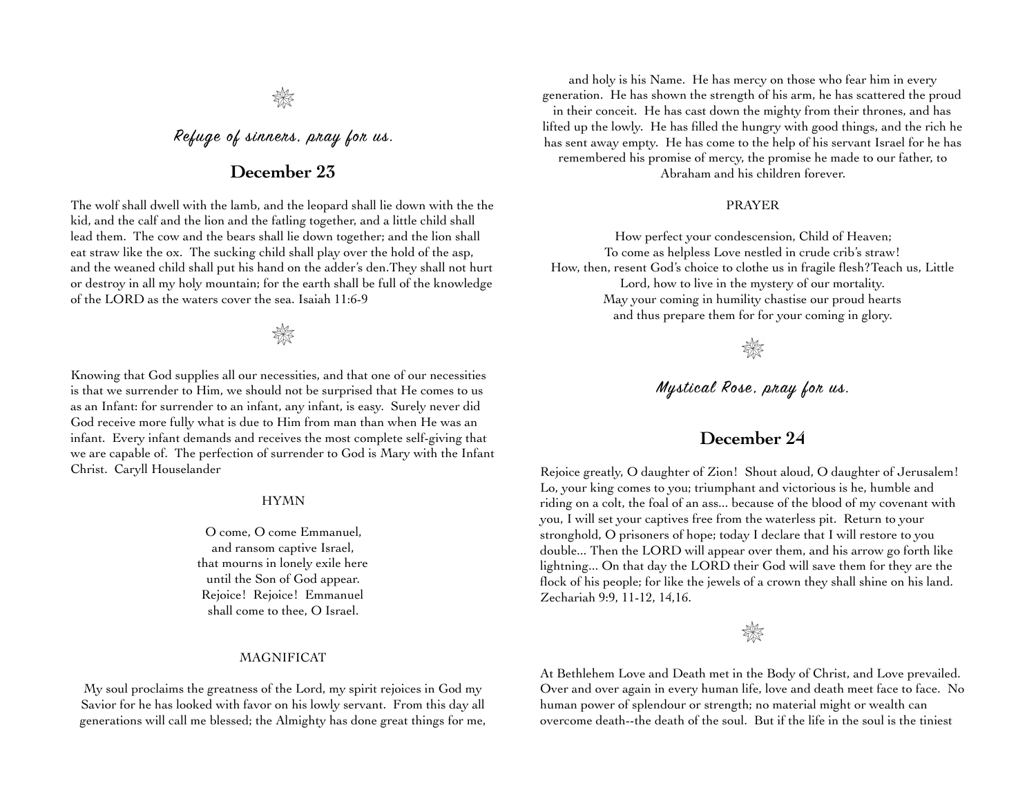*Refuge of sinners, pray for us.*

## December 23

The wolf shall dwell with the lamb, and the leopard shall lie down with the the kid, and the calf and the lion and the fatling together, and a little child shall lead them. The cow and the bears shall lie down together; and the lion shall eat straw like the ox. The sucking child shall play over the hold of the asp, and the weaned child shall put his hand on the adder's den.They shall not hurt or destroy in all my holy mountain; for the earth shall be full of the knowledge of the LORD as the waters cover the sea. Isaiah 11:6-9

Knowing that God supplies all our necessities, and that one of our necessities is that we surrender to Him, we should not be surprised that He comes to us as an Infant: for surrender to an infant, any infant, is easy. Surely never did God receive more fully what is due to Him from man than when He was an infant. Every infant demands and receives the most complete self-giving that we are capable of. The perfection of surrender to God is Mary with the Infant Christ. Caryll Houselander

HYMN

O come, O come Emmanuel,
and ransom captive Israel,
that mourns in lonely exile here
until the Son of God appear.
Rejoice! Rejoice! Emmanuel
shall come to thee, O Israel.

MAGNIFICAT

My soul proclaims the greatness of the Lord, my spirit rejoices in God my Savior for he has looked with favor on his lowly servant. From this day all generations will call me blessed; the Almighty has done great things for me, and holy is his Name. He has mercy on those who fear him in every generation. He has shown the strength of his arm, he has scattered the proud in their conceit. He has cast down the mighty from their thrones, and has lifted up the lowly. He has filled the hungry with good things, and the rich he has sent away empty. He has come to the help of his servant Israel for he has remembered his promise of mercy, the promise he made to our father, to Abraham and his children forever.

PRAYER

How perfect your condescension, Child of Heaven;
To come as helpless Love nestled in crude crib's straw!
How, then, resent God's choice to clothe us in fragile flesh?Teach us, Little Lord, how to live in the mystery of our mortality.
May your coming in humility chastise our proud hearts
and thus prepare them for for your coming in glory.

*Mystical Rose, pray for us.*

## December 24

Rejoice greatly, O daughter of Zion! Shout aloud, O daughter of Jerusalem! Lo, your king comes to you; triumphant and victorious is he, humble and riding on a colt, the foal of an ass... because of the blood of my covenant with you, I will set your captives free from the waterless pit. Return to your stronghold, O prisoners of hope; today I declare that I will restore to you double... Then the LORD will appear over them, and his arrow go forth like lightning... On that day the LORD their God will save them for they are the flock of his people; for like the jewels of a crown they shall shine on his land. Zechariah 9:9, 11-12, 14,16.

At Bethlehem Love and Death met in the Body of Christ, and Love prevailed. Over and over again in every human life, love and death meet face to face. No human power of splendour or strength; no material might or wealth can overcome death--the death of the soul. But if the life in the soul is the tiniest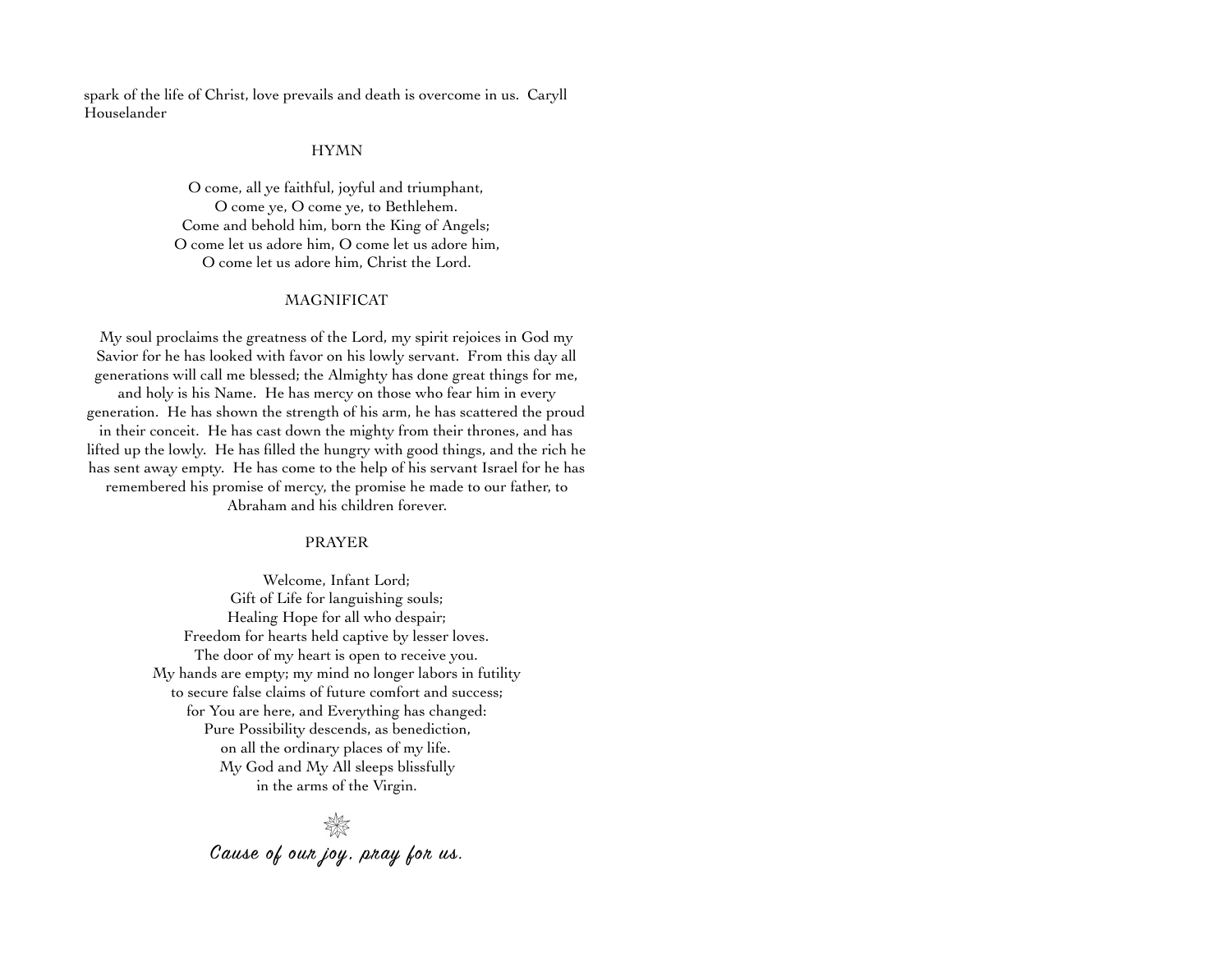spark of the life of Christ, love prevails and death is overcome in us. Caryll Houselander

## HYMN

O come, all ye faithful, joyful and triumphant,
O come ye, O come ye, to Bethlehem.
Come and behold him, born the King of Angels;
O come let us adore him, O come let us adore him,
O come let us adore him, Christ the Lord.

## MAGNIFICAT

My soul proclaims the greatness of the Lord, my spirit rejoices in God my Savior for he has looked with favor on his lowly servant. From this day all generations will call me blessed; the Almighty has done great things for me, and holy is his Name. He has mercy on those who fear him in every generation. He has shown the strength of his arm, he has scattered the proud in their conceit. He has cast down the mighty from their thrones, and has lifted up the lowly. He has filled the hungry with good things, and the rich he has sent away empty. He has come to the help of his servant Israel for he has remembered his promise of mercy, the promise he made to our father, to Abraham and his children forever.

## PRAYER

Welcome, Infant Lord;
Gift of Life for languishing souls;
Healing Hope for all who despair;
Freedom for hearts held captive by lesser loves.
The door of my heart is open to receive you.
My hands are empty; my mind no longer labors in futility
to secure false claims of future comfort and success;
for You are here, and Everything has changed:
Pure Possibility descends, as benediction,
on all the ordinary places of my life.
My God and My All sleeps blissfully
in the arms of the Virgin.

*Cause of our joy, pray for us.*